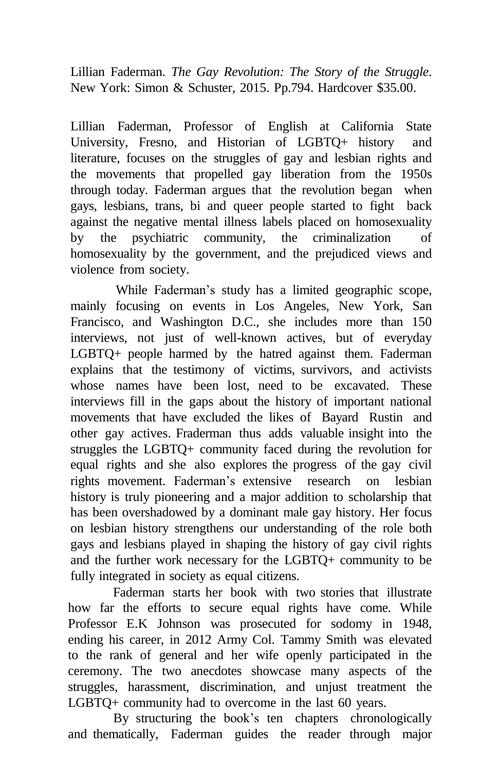Lillian Faderman. *The Gay Revolution: The Story of the Struggle*. New York: Simon & Schuster, 2015. Pp.794. Hardcover $35.00.

Lillian Faderman, Professor of English at California State University, Fresno, and Historian of LGBTQ+ history and literature, focuses on the struggles of gay and lesbian rights and the movements that propelled gay liberation from the 1950s through today. Faderman argues that the revolution began when gays, lesbians, trans, bi and queer people started to fight back against the negative mental illness labels placed on homosexuality by the psychiatric community, the criminalization of homosexuality by the government, and the prejudiced views and violence from society.

While Faderman's study has a limited geographic scope, mainly focusing on events in Los Angeles, New York, San Francisco, and Washington D.C., she includes more than 150 interviews, not just of well-known actives, but of everyday LGBTQ+ people harmed by the hatred against them. Faderman explains that the testimony of victims, survivors, and activists whose names have been lost, need to be excavated. These interviews fill in the gaps about the history of important national movements that have excluded the likes of Bayard Rustin and other gay actives. Fraderman thus adds valuable insight into the struggles the LGBTQ+ community faced during the revolution for equal rights and she also explores the progress of the gay civil rights movement. Faderman's extensive research on lesbian history is truly pioneering and a major addition to scholarship that has been overshadowed by a dominant male gay history. Her focus on lesbian history strengthens our understanding of the role both gays and lesbians played in shaping the history of gay civil rights and the further work necessary for the LGBTQ+ community to be fully integrated in society as equal citizens.

Faderman starts her book with two stories that illustrate how far the efforts to secure equal rights have come. While Professor E.K Johnson was prosecuted for sodomy in 1948, ending his career, in 2012 Army Col. Tammy Smith was elevated to the rank of general and her wife openly participated in the ceremony. The two anecdotes showcase many aspects of the struggles, harassment, discrimination, and unjust treatment the LGBTQ+ community had to overcome in the last 60 years.

By structuring the book's ten chapters chronologically and thematically, Faderman guides the reader through major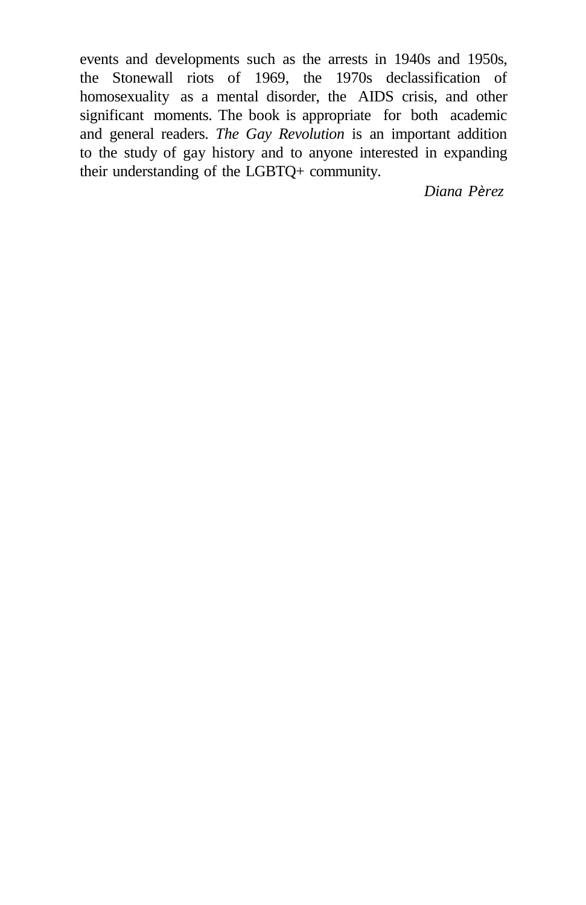events and developments such as the arrests in 1940s and 1950s, the Stonewall riots of 1969, the 1970s declassification of homosexuality as a mental disorder, the AIDS crisis, and other significant moments. The book is appropriate for both academic and general readers. *The Gay Revolution* is an important addition to the study of gay history and to anyone interested in expanding their understanding of the LGBTQ+ community.

*Diana Pèrez*